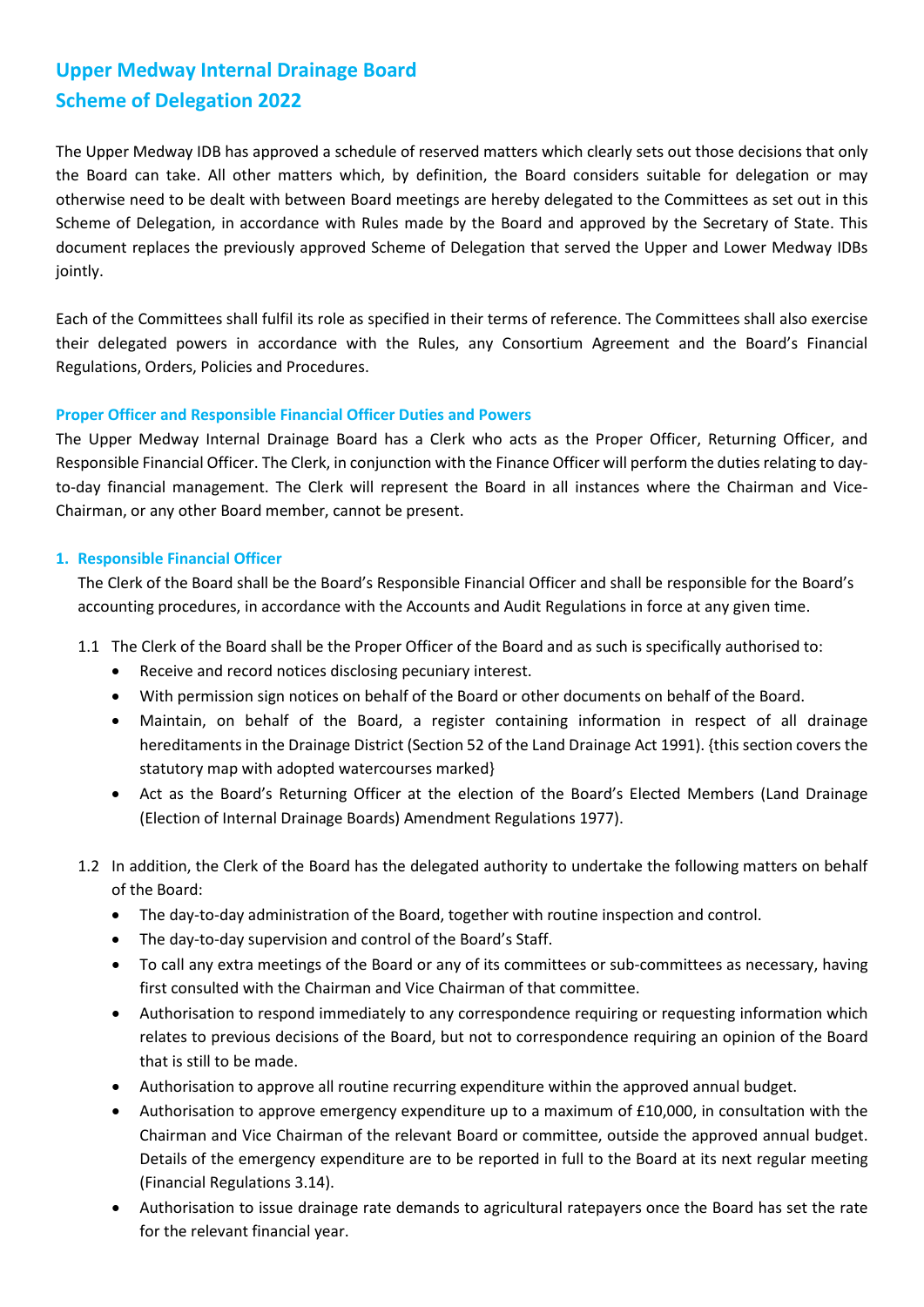# Upper Medway Internal Drainage Board
# Scheme of Delegation 2022

The Upper Medway IDB has approved a schedule of reserved matters which clearly sets out those decisions that only the Board can take. All other matters which, by definition, the Board considers suitable for delegation or may otherwise need to be dealt with between Board meetings are hereby delegated to the Committees as set out in this Scheme of Delegation, in accordance with Rules made by the Board and approved by the Secretary of State. This document replaces the previously approved Scheme of Delegation that served the Upper and Lower Medway IDBs jointly.

Each of the Committees shall fulfil its role as specified in their terms of reference. The Committees shall also exercise their delegated powers in accordance with the Rules, any Consortium Agreement and the Board's Financial Regulations, Orders, Policies and Procedures.

### Proper Officer and Responsible Financial Officer Duties and Powers

The Upper Medway Internal Drainage Board has a Clerk who acts as the Proper Officer, Returning Officer, and Responsible Financial Officer. The Clerk, in conjunction with the Finance Officer will perform the duties relating to day-to-day financial management. The Clerk will represent the Board in all instances where the Chairman and Vice-Chairman, or any other Board member, cannot be present.

### 1. Responsible Financial Officer

The Clerk of the Board shall be the Board's Responsible Financial Officer and shall be responsible for the Board's accounting procedures, in accordance with the Accounts and Audit Regulations in force at any given time.

1.1 The Clerk of the Board shall be the Proper Officer of the Board and as such is specifically authorised to:

- Receive and record notices disclosing pecuniary interest.
- With permission sign notices on behalf of the Board or other documents on behalf of the Board.
- Maintain, on behalf of the Board, a register containing information in respect of all drainage hereditaments in the Drainage District (Section 52 of the Land Drainage Act 1991). {this section covers the statutory map with adopted watercourses marked}
- Act as the Board's Returning Officer at the election of the Board's Elected Members (Land Drainage (Election of Internal Drainage Boards) Amendment Regulations 1977).

1.2 In addition, the Clerk of the Board has the delegated authority to undertake the following matters on behalf of the Board:

- The day-to-day administration of the Board, together with routine inspection and control.
- The day-to-day supervision and control of the Board's Staff.
- To call any extra meetings of the Board or any of its committees or sub-committees as necessary, having first consulted with the Chairman and Vice Chairman of that committee.
- Authorisation to respond immediately to any correspondence requiring or requesting information which relates to previous decisions of the Board, but not to correspondence requiring an opinion of the Board that is still to be made.
- Authorisation to approve all routine recurring expenditure within the approved annual budget.
- Authorisation to approve emergency expenditure up to a maximum of £10,000, in consultation with the Chairman and Vice Chairman of the relevant Board or committee, outside the approved annual budget. Details of the emergency expenditure are to be reported in full to the Board at its next regular meeting (Financial Regulations 3.14).
- Authorisation to issue drainage rate demands to agricultural ratepayers once the Board has set the rate for the relevant financial year.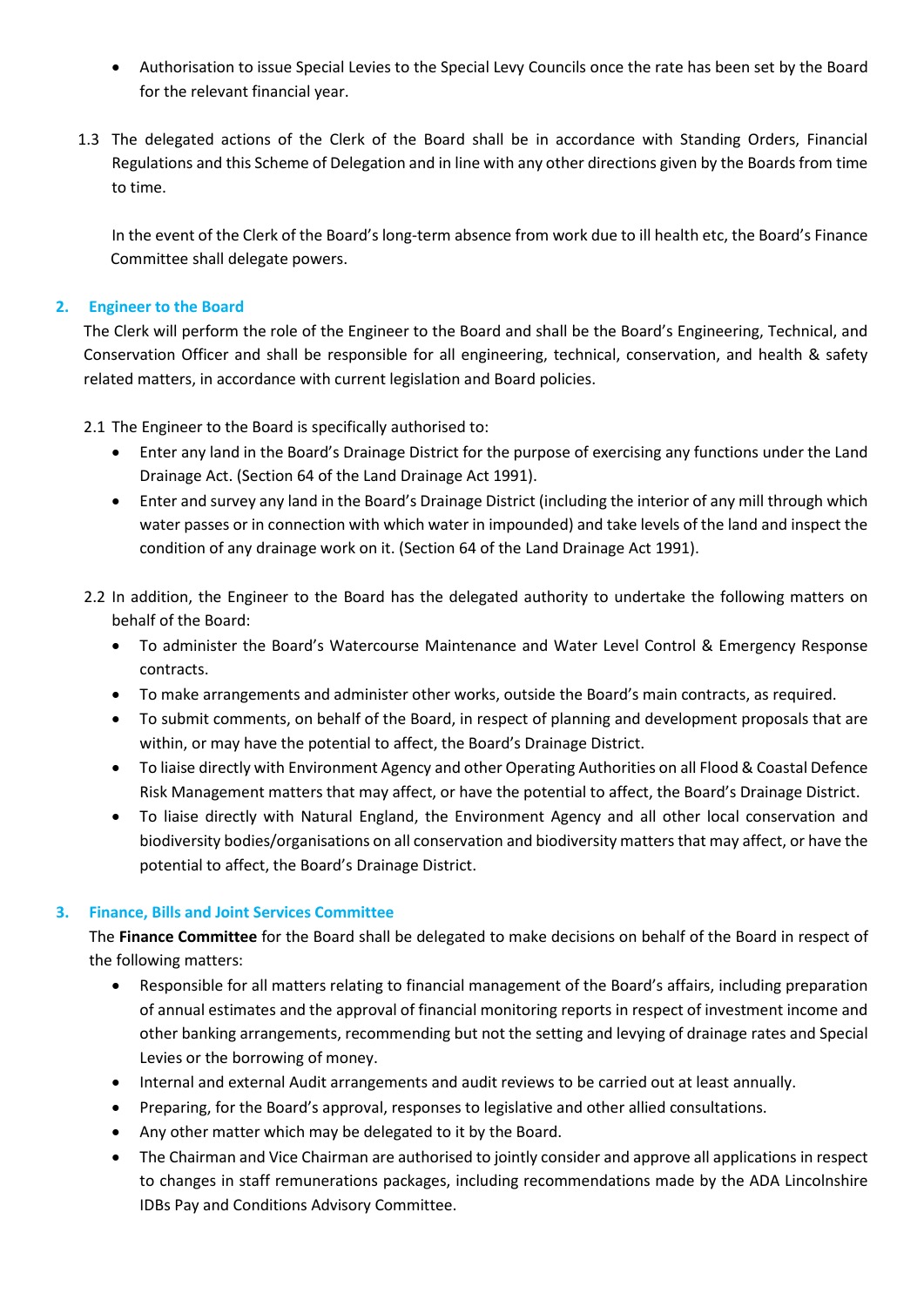- Authorisation to issue Special Levies to the Special Levy Councils once the rate has been set by the Board for the relevant financial year.

1.3 The delegated actions of the Clerk of the Board shall be in accordance with Standing Orders, Financial Regulations and this Scheme of Delegation and in line with any other directions given by the Boards from time to time.

In the event of the Clerk of the Board's long-term absence from work due to ill health etc, the Board's Finance Committee shall delegate powers.

## 2. Engineer to the Board

The Clerk will perform the role of the Engineer to the Board and shall be the Board's Engineering, Technical, and Conservation Officer and shall be responsible for all engineering, technical, conservation, and health & safety related matters, in accordance with current legislation and Board policies.

2.1 The Engineer to the Board is specifically authorised to:

- Enter any land in the Board's Drainage District for the purpose of exercising any functions under the Land Drainage Act. (Section 64 of the Land Drainage Act 1991).
- Enter and survey any land in the Board's Drainage District (including the interior of any mill through which water passes or in connection with which water in impounded) and take levels of the land and inspect the condition of any drainage work on it. (Section 64 of the Land Drainage Act 1991).

2.2 In addition, the Engineer to the Board has the delegated authority to undertake the following matters on behalf of the Board:

- To administer the Board's Watercourse Maintenance and Water Level Control & Emergency Response contracts.
- To make arrangements and administer other works, outside the Board's main contracts, as required.
- To submit comments, on behalf of the Board, in respect of planning and development proposals that are within, or may have the potential to affect, the Board's Drainage District.
- To liaise directly with Environment Agency and other Operating Authorities on all Flood & Coastal Defence Risk Management matters that may affect, or have the potential to affect, the Board's Drainage District.
- To liaise directly with Natural England, the Environment Agency and all other local conservation and biodiversity bodies/organisations on all conservation and biodiversity matters that may affect, or have the potential to affect, the Board's Drainage District.

## 3. Finance, Bills and Joint Services Committee

The **Finance Committee** for the Board shall be delegated to make decisions on behalf of the Board in respect of the following matters:

- Responsible for all matters relating to financial management of the Board's affairs, including preparation of annual estimates and the approval of financial monitoring reports in respect of investment income and other banking arrangements, recommending but not the setting and levying of drainage rates and Special Levies or the borrowing of money.
- Internal and external Audit arrangements and audit reviews to be carried out at least annually.
- Preparing, for the Board's approval, responses to legislative and other allied consultations.
- Any other matter which may be delegated to it by the Board.
- The Chairman and Vice Chairman are authorised to jointly consider and approve all applications in respect to changes in staff remunerations packages, including recommendations made by the ADA Lincolnshire IDBs Pay and Conditions Advisory Committee.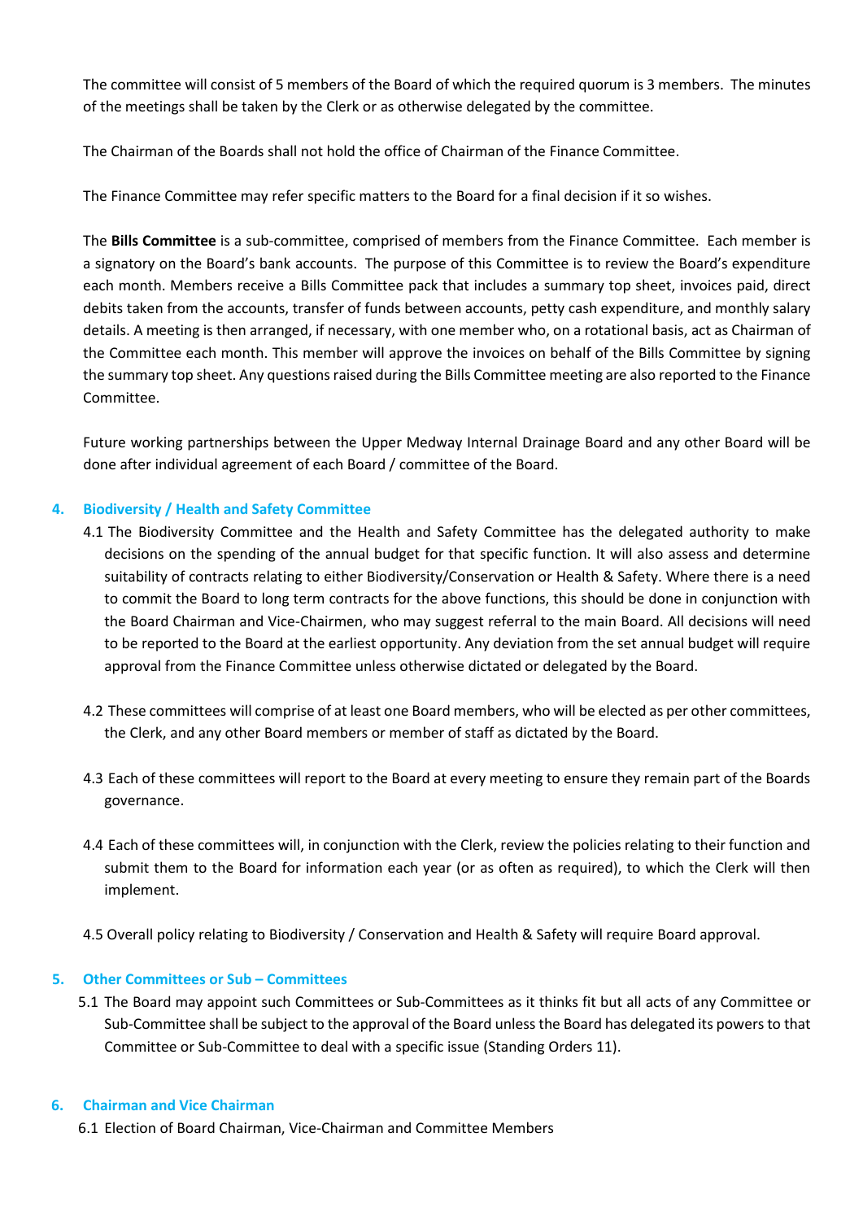The committee will consist of 5 members of the Board of which the required quorum is 3 members. The minutes of the meetings shall be taken by the Clerk or as otherwise delegated by the committee.

The Chairman of the Boards shall not hold the office of Chairman of the Finance Committee.

The Finance Committee may refer specific matters to the Board for a final decision if it so wishes.

The **Bills Committee** is a sub-committee, comprised of members from the Finance Committee. Each member is a signatory on the Board's bank accounts. The purpose of this Committee is to review the Board's expenditure each month. Members receive a Bills Committee pack that includes a summary top sheet, invoices paid, direct debits taken from the accounts, transfer of funds between accounts, petty cash expenditure, and monthly salary details. A meeting is then arranged, if necessary, with one member who, on a rotational basis, act as Chairman of the Committee each month. This member will approve the invoices on behalf of the Bills Committee by signing the summary top sheet. Any questions raised during the Bills Committee meeting are also reported to the Finance Committee.

Future working partnerships between the Upper Medway Internal Drainage Board and any other Board will be done after individual agreement of each Board / committee of the Board.

## 4. Biodiversity / Health and Safety Committee

4.1 The Biodiversity Committee and the Health and Safety Committee has the delegated authority to make decisions on the spending of the annual budget for that specific function. It will also assess and determine suitability of contracts relating to either Biodiversity/Conservation or Health & Safety. Where there is a need to commit the Board to long term contracts for the above functions, this should be done in conjunction with the Board Chairman and Vice-Chairmen, who may suggest referral to the main Board. All decisions will need to be reported to the Board at the earliest opportunity. Any deviation from the set annual budget will require approval from the Finance Committee unless otherwise dictated or delegated by the Board.

4.2 These committees will comprise of at least one Board members, who will be elected as per other committees, the Clerk, and any other Board members or member of staff as dictated by the Board.

4.3 Each of these committees will report to the Board at every meeting to ensure they remain part of the Boards governance.

4.4 Each of these committees will, in conjunction with the Clerk, review the policies relating to their function and submit them to the Board for information each year (or as often as required), to which the Clerk will then implement.

4.5 Overall policy relating to Biodiversity / Conservation and Health & Safety will require Board approval.

## 5. Other Committees or Sub – Committees

5.1 The Board may appoint such Committees or Sub-Committees as it thinks fit but all acts of any Committee or Sub-Committee shall be subject to the approval of the Board unless the Board has delegated its powers to that Committee or Sub-Committee to deal with a specific issue (Standing Orders 11).

## 6. Chairman and Vice Chairman

6.1 Election of Board Chairman, Vice-Chairman and Committee Members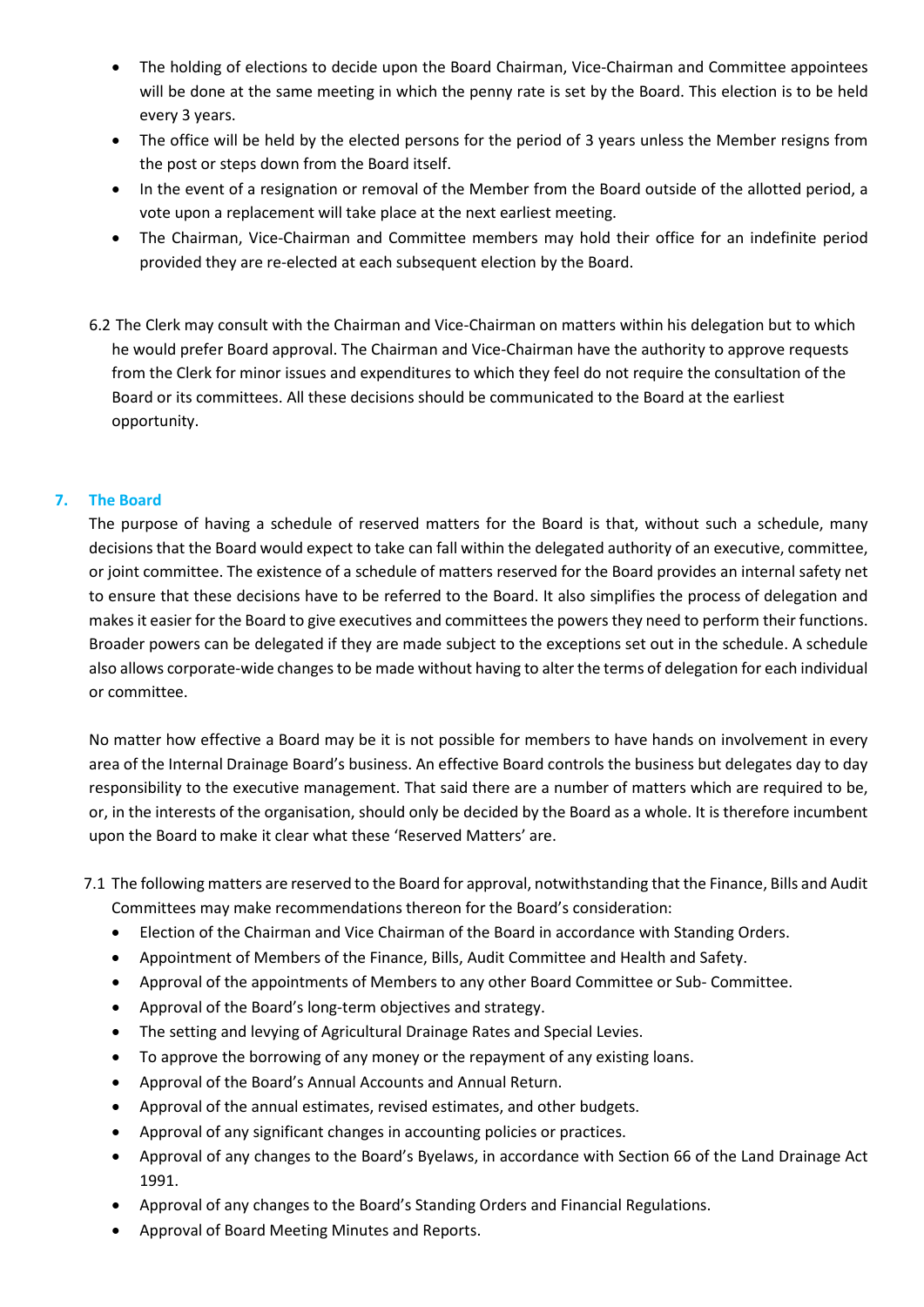- The holding of elections to decide upon the Board Chairman, Vice-Chairman and Committee appointees will be done at the same meeting in which the penny rate is set by the Board. This election is to be held every 3 years.
- The office will be held by the elected persons for the period of 3 years unless the Member resigns from the post or steps down from the Board itself.
- In the event of a resignation or removal of the Member from the Board outside of the allotted period, a vote upon a replacement will take place at the next earliest meeting.
- The Chairman, Vice-Chairman and Committee members may hold their office for an indefinite period provided they are re-elected at each subsequent election by the Board.

6.2 The Clerk may consult with the Chairman and Vice-Chairman on matters within his delegation but to which he would prefer Board approval. The Chairman and Vice-Chairman have the authority to approve requests from the Clerk for minor issues and expenditures to which they feel do not require the consultation of the Board or its committees. All these decisions should be communicated to the Board at the earliest opportunity.

## 7. The Board

The purpose of having a schedule of reserved matters for the Board is that, without such a schedule, many decisions that the Board would expect to take can fall within the delegated authority of an executive, committee, or joint committee. The existence of a schedule of matters reserved for the Board provides an internal safety net to ensure that these decisions have to be referred to the Board. It also simplifies the process of delegation and makes it easier for the Board to give executives and committees the powers they need to perform their functions. Broader powers can be delegated if they are made subject to the exceptions set out in the schedule. A schedule also allows corporate-wide changes to be made without having to alter the terms of delegation for each individual or committee.

No matter how effective a Board may be it is not possible for members to have hands on involvement in every area of the Internal Drainage Board's business. An effective Board controls the business but delegates day to day responsibility to the executive management. That said there are a number of matters which are required to be, or, in the interests of the organisation, should only be decided by the Board as a whole. It is therefore incumbent upon the Board to make it clear what these 'Reserved Matters' are.

7.1 The following matters are reserved to the Board for approval, notwithstanding that the Finance, Bills and Audit Committees may make recommendations thereon for the Board's consideration:

- Election of the Chairman and Vice Chairman of the Board in accordance with Standing Orders.
- Appointment of Members of the Finance, Bills, Audit Committee and Health and Safety.
- Approval of the appointments of Members to any other Board Committee or Sub- Committee.
- Approval of the Board's long-term objectives and strategy.
- The setting and levying of Agricultural Drainage Rates and Special Levies.
- To approve the borrowing of any money or the repayment of any existing loans.
- Approval of the Board's Annual Accounts and Annual Return.
- Approval of the annual estimates, revised estimates, and other budgets.
- Approval of any significant changes in accounting policies or practices.
- Approval of any changes to the Board's Byelaws, in accordance with Section 66 of the Land Drainage Act 1991.
- Approval of any changes to the Board's Standing Orders and Financial Regulations.
- Approval of Board Meeting Minutes and Reports.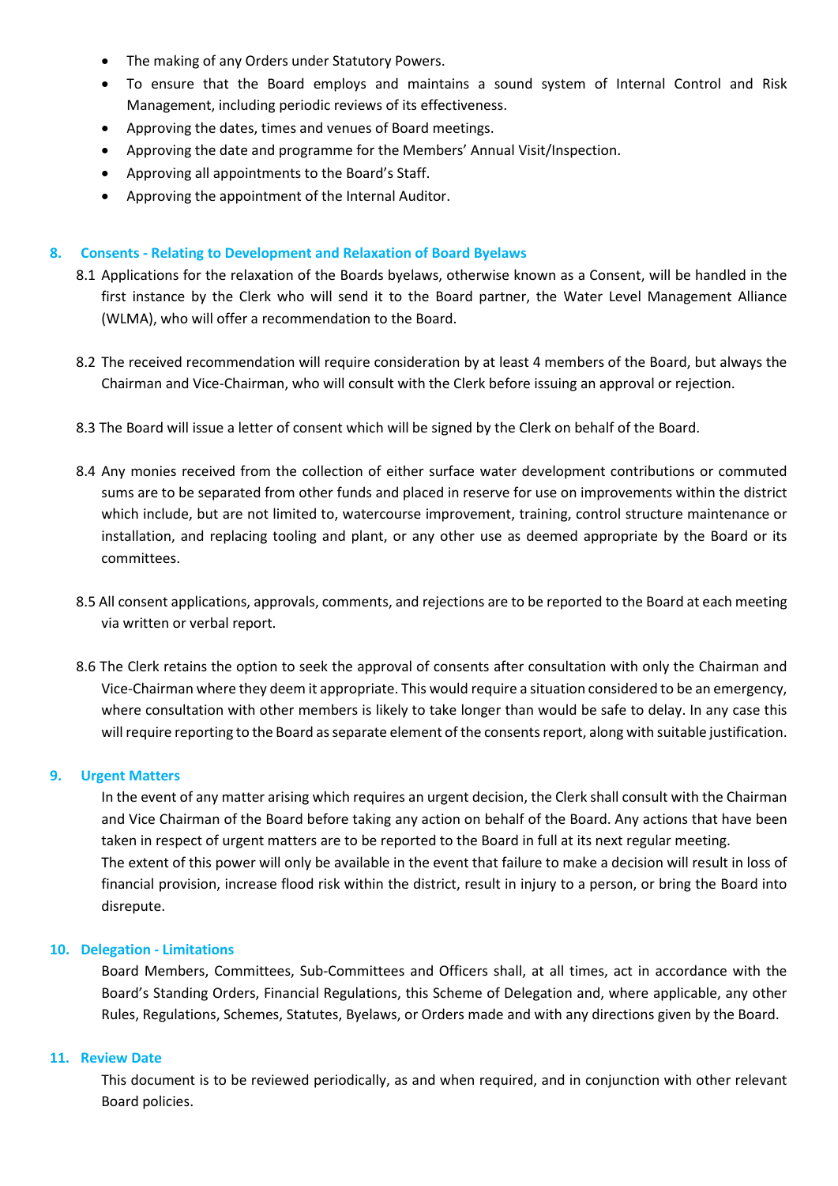- The making of any Orders under Statutory Powers.
- To ensure that the Board employs and maintains a sound system of Internal Control and Risk Management, including periodic reviews of its effectiveness.
- Approving the dates, times and venues of Board meetings.
- Approving the date and programme for the Members' Annual Visit/Inspection.
- Approving all appointments to the Board's Staff.
- Approving the appointment of the Internal Auditor.

## 8. Consents - Relating to Development and Relaxation of Board Byelaws

8.1 Applications for the relaxation of the Boards byelaws, otherwise known as a Consent, will be handled in the first instance by the Clerk who will send it to the Board partner, the Water Level Management Alliance (WLMA), who will offer a recommendation to the Board.

8.2 The received recommendation will require consideration by at least 4 members of the Board, but always the Chairman and Vice-Chairman, who will consult with the Clerk before issuing an approval or rejection.

8.3 The Board will issue a letter of consent which will be signed by the Clerk on behalf of the Board.

8.4 Any monies received from the collection of either surface water development contributions or commuted sums are to be separated from other funds and placed in reserve for use on improvements within the district which include, but are not limited to, watercourse improvement, training, control structure maintenance or installation, and replacing tooling and plant, or any other use as deemed appropriate by the Board or its committees.

8.5 All consent applications, approvals, comments, and rejections are to be reported to the Board at each meeting via written or verbal report.

8.6 The Clerk retains the option to seek the approval of consents after consultation with only the Chairman and Vice-Chairman where they deem it appropriate. This would require a situation considered to be an emergency, where consultation with other members is likely to take longer than would be safe to delay. In any case this will require reporting to the Board as separate element of the consents report, along with suitable justification.

## 9. Urgent Matters

In the event of any matter arising which requires an urgent decision, the Clerk shall consult with the Chairman and Vice Chairman of the Board before taking any action on behalf of the Board. Any actions that have been taken in respect of urgent matters are to be reported to the Board in full at its next regular meeting.
The extent of this power will only be available in the event that failure to make a decision will result in loss of financial provision, increase flood risk within the district, result in injury to a person, or bring the Board into disrepute.

## 10. Delegation - Limitations

Board Members, Committees, Sub-Committees and Officers shall, at all times, act in accordance with the Board's Standing Orders, Financial Regulations, this Scheme of Delegation and, where applicable, any other Rules, Regulations, Schemes, Statutes, Byelaws, or Orders made and with any directions given by the Board.

## 11. Review Date

This document is to be reviewed periodically, as and when required, and in conjunction with other relevant Board policies.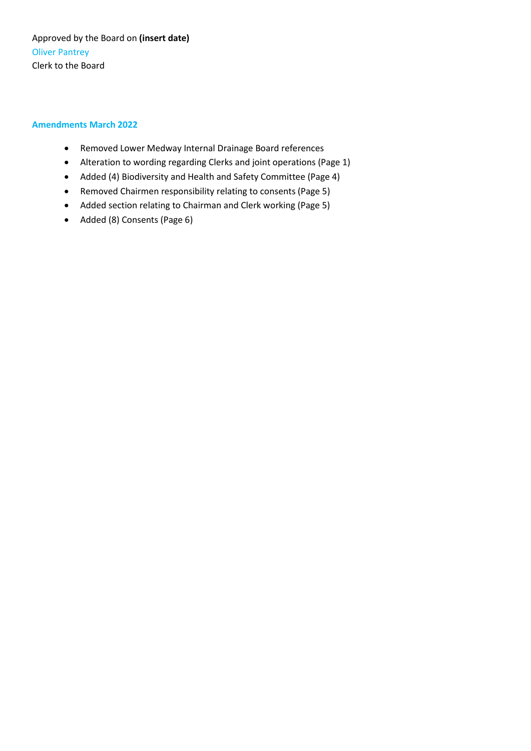Approved by the Board on **(insert date)**

Oliver Pantrey

Clerk to the Board

**Amendments March 2022**

- Removed Lower Medway Internal Drainage Board references
- Alteration to wording regarding Clerks and joint operations (Page 1)
- Added (4) Biodiversity and Health and Safety Committee (Page 4)
- Removed Chairmen responsibility relating to consents (Page 5)
- Added section relating to Chairman and Clerk working (Page 5)
- Added (8) Consents (Page 6)